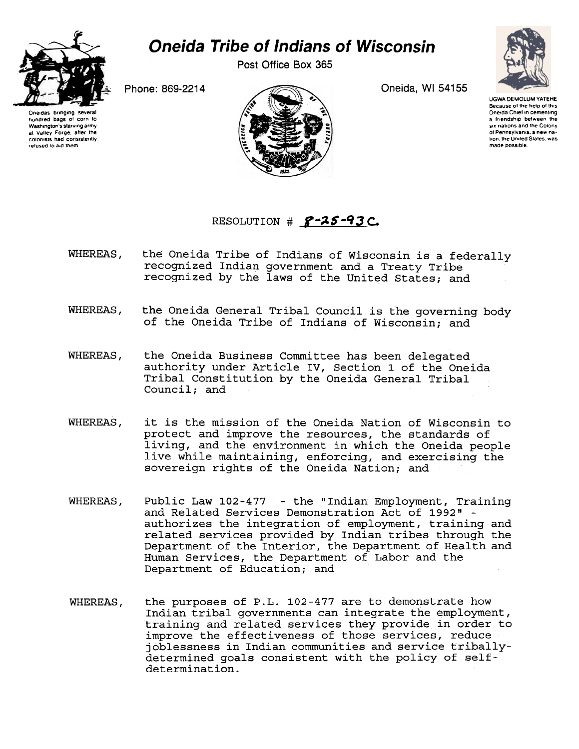# Oneida Tribe of Indians of Wisconsin

Post Office Box 365

Phone: 869-2214

Oneida, WI 54155

Oneidas bringing several hundred bags of corn to Washington's starving army at Valley Forge, after the colonists had consistently refused to aid them.

UGWA DEMOLUM YATEHE
Because of the help of this Oneida Chief in cementing a friendship between the six nations and the Colony of Pennsylvania, a new nation, the United States, was made possible.

RESOLUTION # 8-25-93C

WHEREAS, the Oneida Tribe of Indians of Wisconsin is a federally recognized Indian government and a Treaty Tribe recognized by the laws of the United States; and

WHEREAS, the Oneida General Tribal Council is the governing body of the Oneida Tribe of Indians of Wisconsin; and

WHEREAS, the Oneida Business Committee has been delegated authority under Article IV, Section 1 of the Oneida Tribal Constitution by the Oneida General Tribal Council; and

WHEREAS, it is the mission of the Oneida Nation of Wisconsin to protect and improve the resources, the standards of living, and the environment in which the Oneida people live while maintaining, enforcing, and exercising the sovereign rights of the Oneida Nation; and

WHEREAS, Public Law 102-477 - the "Indian Employment, Training and Related Services Demonstration Act of 1992" - authorizes the integration of employment, training and related services provided by Indian tribes through the Department of the Interior, the Department of Health and Human Services, the Department of Labor and the Department of Education; and

WHEREAS, the purposes of P.L. 102-477 are to demonstrate how Indian tribal governments can integrate the employment, training and related services they provide in order to improve the effectiveness of those services, reduce joblessness in Indian communities and service tribally-determined goals consistent with the policy of self-determination.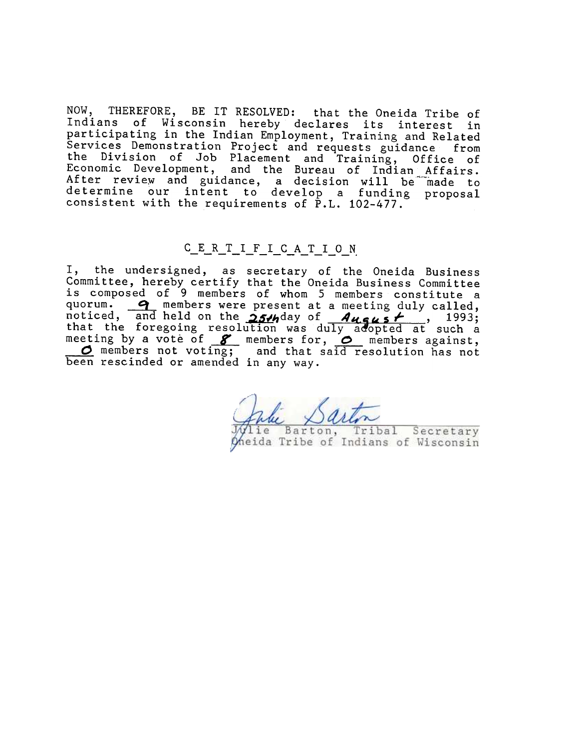NOW, THEREFORE, BE IT RESOLVED: that the Oneida Tribe of Indians of Wisconsin hereby declares its interest in participating in the Indian Employment, Training and Related Services Demonstration Project and requests guidance from the Division of Job Placement and Training, Office of Economic Development, and the Bureau of Indian Affairs. After review and guidance, a decision will be made to determine our intent to develop a funding proposal consistent with the requirements of P.L. 102-477.

## C_E_R_T_I_F_I_C_A_T_I_O_N

I, the undersigned, as secretary of the Oneida Business Committee, hereby certify that the Oneida Business Committee is composed of 9 members of whom 5 members constitute a quorum. 9 members were present at a meeting duly called, noticed, and held on the 25th day of August, 1993; that the foregoing resolution was duly adopted at such a meeting by a vote of 8 members for, 0 members against, 0 members not voting; and that said resolution has not been rescinded or amended in any way.

Julie Barton

Julie Barton, Tribal Secretary
Oneida Tribe of Indians of Wisconsin